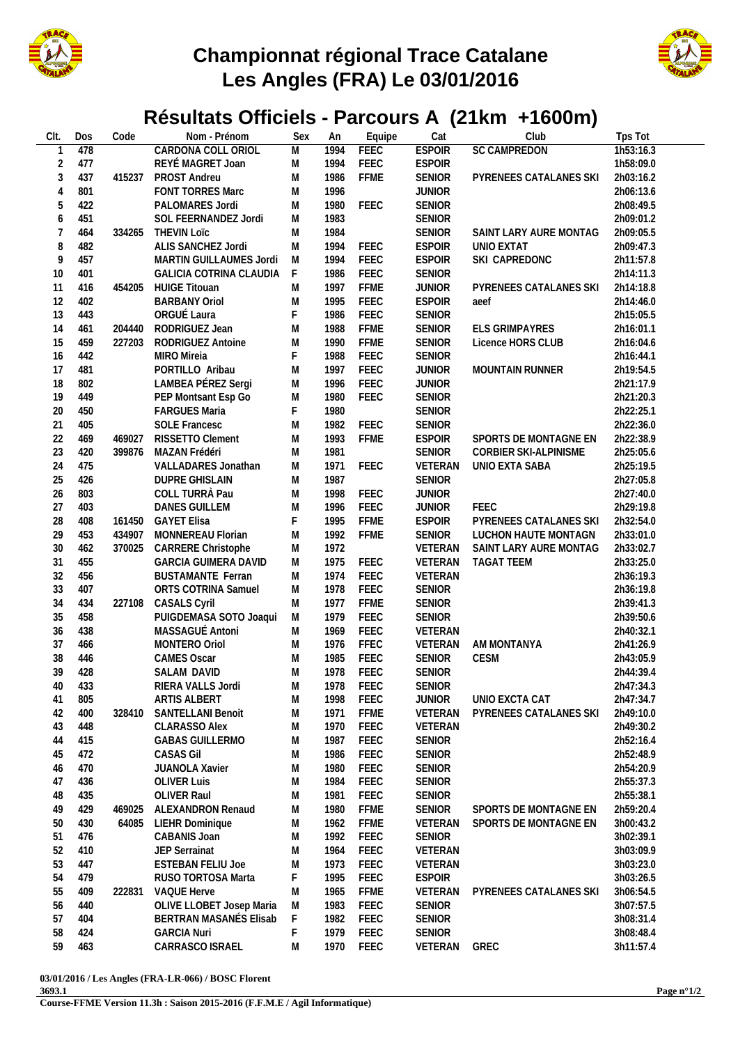# Championnat régional Trace Catalane
# Les Angles (FRA) Le 03/01/2016

## Résultats Officiels - Parcours A (21km +1600m)

| Clt. | Dos | Code | Nom - Prénom | Sex | An | Equipe | Cat | Club | Tps Tot |
|---|---|---|---|---|---|---|---|---|---|
| 1 | 478 | | CARDONA COLL ORIOL | M | 1994 | FEEC | ESPOIR | SC CAMPREDON | 1h53:16.3 |
| 2 | 477 | | REYÉ MAGRET Joan | M | 1994 | FEEC | ESPOIR | | 1h58:09.0 |
| 3 | 437 | 415237 | PROST Andreu | M | 1986 | FFME | SENIOR | PYRENEES CATALANES SKI | 2h03:16.2 |
| 4 | 801 | | FONT TORRES Marc | M | 1996 | | JUNIOR | | 2h06:13.6 |
| 5 | 422 | | PALOMARES Jordi | M | 1980 | FEEC | SENIOR | | 2h08:49.5 |
| 6 | 451 | | SOL FEERNANDEZ Jordi | M | 1983 | | SENIOR | | 2h09:01.2 |
| 7 | 464 | 334265 | THEVIN Loïc | M | 1984 | | SENIOR | SAINT LARY AURE MONTAG | 2h09:05.5 |
| 8 | 482 | | ALIS SANCHEZ Jordi | M | 1994 | FEEC | ESPOIR | UNIO EXTAT | 2h09:47.3 |
| 9 | 457 | | MARTIN GUILLAUMES Jordi | M | 1994 | FEEC | ESPOIR | SKI CAPREDONC | 2h11:57.8 |
| 10 | 401 | | GALICIA COTRINA CLAUDIA | F | 1986 | FEEC | SENIOR | | 2h14:11.3 |
| 11 | 416 | 454205 | HUIGE Titouan | M | 1997 | FFME | JUNIOR | PYRENEES CATALANES SKI | 2h14:18.8 |
| 12 | 402 | | BARBANY Oriol | M | 1995 | FEEC | ESPOIR | aeef | 2h14:46.0 |
| 13 | 443 | | ORGUÉ Laura | F | 1986 | FEEC | SENIOR | | 2h15:05.5 |
| 14 | 461 | 204440 | RODRIGUEZ Jean | M | 1988 | FFME | SENIOR | ELS GRIMPAYRES | 2h16:01.1 |
| 15 | 459 | 227203 | RODRIGUEZ Antoine | M | 1990 | FFME | SENIOR | Licence HORS CLUB | 2h16:04.6 |
| 16 | 442 | | MIRO Mireia | F | 1988 | FEEC | SENIOR | | 2h16:44.1 |
| 17 | 481 | | PORTILLO Aribau | M | 1997 | FEEC | JUNIOR | MOUNTAIN RUNNER | 2h19:54.5 |
| 18 | 802 | | LAMBEA PÉREZ Sergi | M | 1996 | FEEC | JUNIOR | | 2h21:17.9 |
| 19 | 449 | | PEP Montsant Esp Go | M | 1980 | FEEC | SENIOR | | 2h21:20.3 |
| 20 | 450 | | FARGUES Maria | F | 1980 | | SENIOR | | 2h22:25.1 |
| 21 | 405 | | SOLE Francesc | M | 1982 | FEEC | SENIOR | | 2h22:36.0 |
| 22 | 469 | 469027 | RISSETTO Clement | M | 1993 | FFME | ESPOIR | SPORTS DE MONTAGNE EN | 2h22:38.9 |
| 23 | 420 | 399876 | MAZAN Frédéri | M | 1981 | | SENIOR | CORBIER SKI-ALPINISME | 2h25:05.6 |
| 24 | 475 | | VALLADARES Jonathan | M | 1971 | FEEC | VETERAN | UNIO EXTA SABA | 2h25:19.5 |
| 25 | 426 | | DUPRE GHISLAIN | M | 1987 | | SENIOR | | 2h27:05.8 |
| 26 | 803 | | COLL TURRÀ Pau | M | 1998 | FEEC | JUNIOR | | 2h27:40.0 |
| 27 | 403 | | DANES GUILLEM | M | 1996 | FEEC | JUNIOR | FEEC | 2h29:19.8 |
| 28 | 408 | 161450 | GAYET Elisa | F | 1995 | FFME | ESPOIR | PYRENEES CATALANES SKI | 2h32:54.0 |
| 29 | 453 | 434907 | MONNEREAU Florian | M | 1992 | FFME | SENIOR | LUCHON HAUTE MONTAGN | 2h33:01.0 |
| 30 | 462 | 370025 | CARRERE Christophe | M | 1972 | | VETERAN | SAINT LARY AURE MONTAG | 2h33:02.7 |
| 31 | 455 | | GARCIA GUIMERA DAVID | M | 1975 | FEEC | VETERAN | TAGAT TEEM | 2h33:25.0 |
| 32 | 456 | | BUSTAMANTE Ferran | M | 1974 | FEEC | VETERAN | | 2h36:19.3 |
| 33 | 407 | | ORTS COTRINA Samuel | M | 1978 | FEEC | SENIOR | | 2h36:19.8 |
| 34 | 434 | 227108 | CASALS Cyril | M | 1977 | FFME | SENIOR | | 2h39:41.3 |
| 35 | 458 | | PUIGDEMASA SOTO Joaqui | M | 1979 | FEEC | SENIOR | | 2h39:50.6 |
| 36 | 438 | | MASSAGUÉ Antoni | M | 1969 | FEEC | VETERAN | | 2h40:32.1 |
| 37 | 466 | | MONTERO Oriol | M | 1976 | FFEC | VETERAN | AM MONTANYA | 2h41:26.9 |
| 38 | 446 | | CAMES Oscar | M | 1985 | FEEC | SENIOR | CESM | 2h43:05.9 |
| 39 | 428 | | SALAM DAVID | M | 1978 | FEEC | SENIOR | | 2h44:39.4 |
| 40 | 433 | | RIERA VALLS Jordi | M | 1978 | FEEC | SENIOR | | 2h47:34.3 |
| 41 | 805 | | ARTIS ALBERT | M | 1998 | FEEC | JUNIOR | UNIO EXCTA CAT | 2h47:34.7 |
| 42 | 400 | 328410 | SANTELLANI Benoit | M | 1971 | FFME | VETERAN | PYRENEES CATALANES SKI | 2h49:10.0 |
| 43 | 448 | | CLARASSO Alex | M | 1970 | FEEC | VETERAN | | 2h49:30.2 |
| 44 | 415 | | GABAS GUILLERMO | M | 1987 | FEEC | SENIOR | | 2h52:16.4 |
| 45 | 472 | | CASAS Gil | M | 1986 | FEEC | SENIOR | | 2h52:48.9 |
| 46 | 470 | | JUANOLA Xavier | M | 1980 | FEEC | SENIOR | | 2h54:20.9 |
| 47 | 436 | | OLIVER Luis | M | 1984 | FEEC | SENIOR | | 2h55:37.3 |
| 48 | 435 | | OLIVER Raul | M | 1981 | FEEC | SENIOR | | 2h55:38.1 |
| 49 | 429 | 469025 | ALEXANDRON Renaud | M | 1980 | FFME | SENIOR | SPORTS DE MONTAGNE EN | 2h59:20.4 |
| 50 | 430 | 64085 | LIEHR Dominique | M | 1962 | FFME | VETERAN | SPORTS DE MONTAGNE EN | 3h00:43.2 |
| 51 | 476 | | CABANIS Joan | M | 1992 | FEEC | SENIOR | | 3h02:39.1 |
| 52 | 410 | | JEP Serrainat | M | 1964 | FEEC | VETERAN | | 3h03:09.9 |
| 53 | 447 | | ESTEBAN FELIU Joe | M | 1973 | FEEC | VETERAN | | 3h03:23.0 |
| 54 | 479 | | RUSO TORTOSA Marta | F | 1995 | FEEC | ESPOIR | | 3h03:26.5 |
| 55 | 409 | 222831 | VAQUE Herve | M | 1965 | FFME | VETERAN | PYRENEES CATALANES SKI | 3h06:54.5 |
| 56 | 440 | | OLIVE LLOBET Josep Maria | M | 1983 | FEEC | SENIOR | | 3h07:57.5 |
| 57 | 404 | | BERTRAN MASANÉS Elisab | F | 1982 | FEEC | SENIOR | | 3h08:31.4 |
| 58 | 424 | | GARCIA Nuri | F | 1979 | FEEC | SENIOR | | 3h08:48.4 |
| 59 | 463 | | CARRASCO ISRAEL | M | 1970 | FEEC | VETERAN | GREC | 3h11:57.4 |

**03/01/2016 / Les Angles (FRA-LR-066) / BOSC Florent**

**3693.1**

**Course-FFME Version 11.3h : Saison 2015-2016 (F.F.M.E / Agil Informatique)**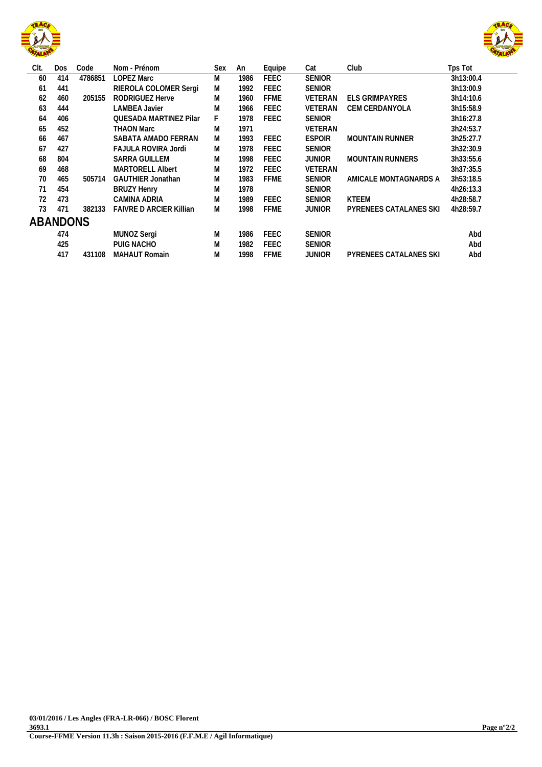| Clt. | Dos | Code | Nom - Prénom | Sex | An | Equipe | Cat | Club | Tps Tot |
|---|---|---|---|---|---|---|---|---|---|
| 60 | 414 | 4786851 | LOPEZ Marc | M | 1986 | FEEC | SENIOR | | 3h13:00.4 |
| 61 | 441 | | RIEROLA COLOMER Sergi | M | 1992 | FEEC | SENIOR | | 3h13:00.9 |
| 62 | 460 | 205155 | RODRIGUEZ Herve | M | 1960 | FFME | VETERAN | ELS GRIMPAYRES | 3h14:10.6 |
| 63 | 444 | | LAMBEA Javier | M | 1966 | FEEC | VETERAN | CEM CERDANYOLA | 3h15:58.9 |
| 64 | 406 | | QUESADA MARTINEZ Pilar | F | 1978 | FEEC | SENIOR | | 3h16:27.8 |
| 65 | 452 | | THAON Marc | M | 1971 | | VETERAN | | 3h24:53.7 |
| 66 | 467 | | SABATA AMADO FERRAN | M | 1993 | FEEC | ESPOIR | MOUNTAIN RUNNER | 3h25:27.7 |
| 67 | 427 | | FAJULA ROVIRA Jordi | M | 1978 | FEEC | SENIOR | | 3h32:30.9 |
| 68 | 804 | | SARRA GUILLEM | M | 1998 | FEEC | JUNIOR | MOUNTAIN RUNNERS | 3h33:55.6 |
| 69 | 468 | | MARTORELL Albert | M | 1972 | FEEC | VETERAN | | 3h37:35.5 |
| 70 | 465 | 505714 | GAUTHIER Jonathan | M | 1983 | FFME | SENIOR | AMICALE MONTAGNARDS A | 3h53:18.5 |
| 71 | 454 | | BRUZY Henry | M | 1978 | | SENIOR | | 4h26:13.3 |
| 72 | 473 | | CAMINA ADRIA | M | 1989 | FEEC | SENIOR | KTEEM | 4h28:58.7 |
| 73 | 471 | 382133 | FAIVRE D ARCIER Killian | M | 1998 | FFME | JUNIOR | PYRENEES CATALANES SKI | 4h28:59.7 |

## ABANDONS

| Clt. | Dos | Code | Nom - Prénom | Sex | An | Equipe | Cat | Club | Tps Tot |
|---|---|---|---|---|---|---|---|---|---|
| | 474 | | MUNOZ Sergi | M | 1986 | FEEC | SENIOR | | Abd |
| | 425 | | PUIG NACHO | M | 1982 | FEEC | SENIOR | | Abd |
| | 417 | 431108 | MAHAUT Romain | M | 1998 | FFME | JUNIOR | PYRENEES CATALANES SKI | Abd |

03/01/2016 / Les Angles (FRA-LR-066) / BOSC Florent
3693.1
Course-FFME Version 11.3h : Saison 2015-2016 (F.F.M.E / Agil Informatique)